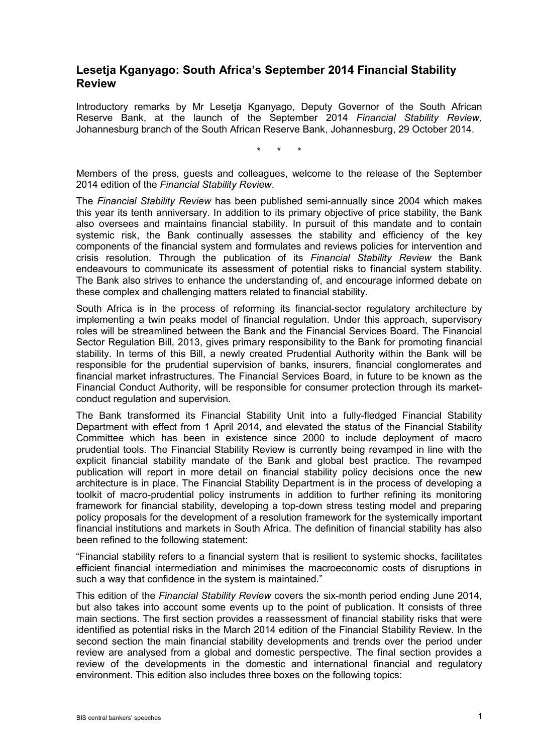## Lesetja Kganyago: South Africa's September 2014 Financial Stability Review

Introductory remarks by Mr Lesetja Kganyago, Deputy Governor of the South African Reserve Bank, at the launch of the September 2014 *Financial Stability Review,* Johannesburg branch of the South African Reserve Bank, Johannesburg, 29 October 2014.

\* \* \*

Members of the press, guests and colleagues, welcome to the release of the September 2014 edition of the *Financial Stability Review*.

The *Financial Stability Review* has been published semi-annually since 2004 which makes this year its tenth anniversary. In addition to its primary objective of price stability, the Bank also oversees and maintains financial stability. In pursuit of this mandate and to contain systemic risk, the Bank continually assesses the stability and efficiency of the key components of the financial system and formulates and reviews policies for intervention and crisis resolution. Through the publication of its *Financial Stability Review* the Bank endeavours to communicate its assessment of potential risks to financial system stability. The Bank also strives to enhance the understanding of, and encourage informed debate on these complex and challenging matters related to financial stability.

South Africa is in the process of reforming its financial-sector regulatory architecture by implementing a twin peaks model of financial regulation. Under this approach, supervisory roles will be streamlined between the Bank and the Financial Services Board. The Financial Sector Regulation Bill, 2013, gives primary responsibility to the Bank for promoting financial stability. In terms of this Bill, a newly created Prudential Authority within the Bank will be responsible for the prudential supervision of banks, insurers, financial conglomerates and financial market infrastructures. The Financial Services Board, in future to be known as the Financial Conduct Authority, will be responsible for consumer protection through its market-conduct regulation and supervision.

The Bank transformed its Financial Stability Unit into a fully-fledged Financial Stability Department with effect from 1 April 2014, and elevated the status of the Financial Stability Committee which has been in existence since 2000 to include deployment of macro prudential tools. The Financial Stability Review is currently being revamped in line with the explicit financial stability mandate of the Bank and global best practice. The revamped publication will report in more detail on financial stability policy decisions once the new architecture is in place. The Financial Stability Department is in the process of developing a toolkit of macro-prudential policy instruments in addition to further refining its monitoring framework for financial stability, developing a top-down stress testing model and preparing policy proposals for the development of a resolution framework for the systemically important financial institutions and markets in South Africa. The definition of financial stability has also been refined to the following statement:

"Financial stability refers to a financial system that is resilient to systemic shocks, facilitates efficient financial intermediation and minimises the macroeconomic costs of disruptions in such a way that confidence in the system is maintained."

This edition of the *Financial Stability Review* covers the six-month period ending June 2014, but also takes into account some events up to the point of publication. It consists of three main sections. The first section provides a reassessment of financial stability risks that were identified as potential risks in the March 2014 edition of the Financial Stability Review. In the second section the main financial stability developments and trends over the period under review are analysed from a global and domestic perspective. The final section provides a review of the developments in the domestic and international financial and regulatory environment. This edition also includes three boxes on the following topics: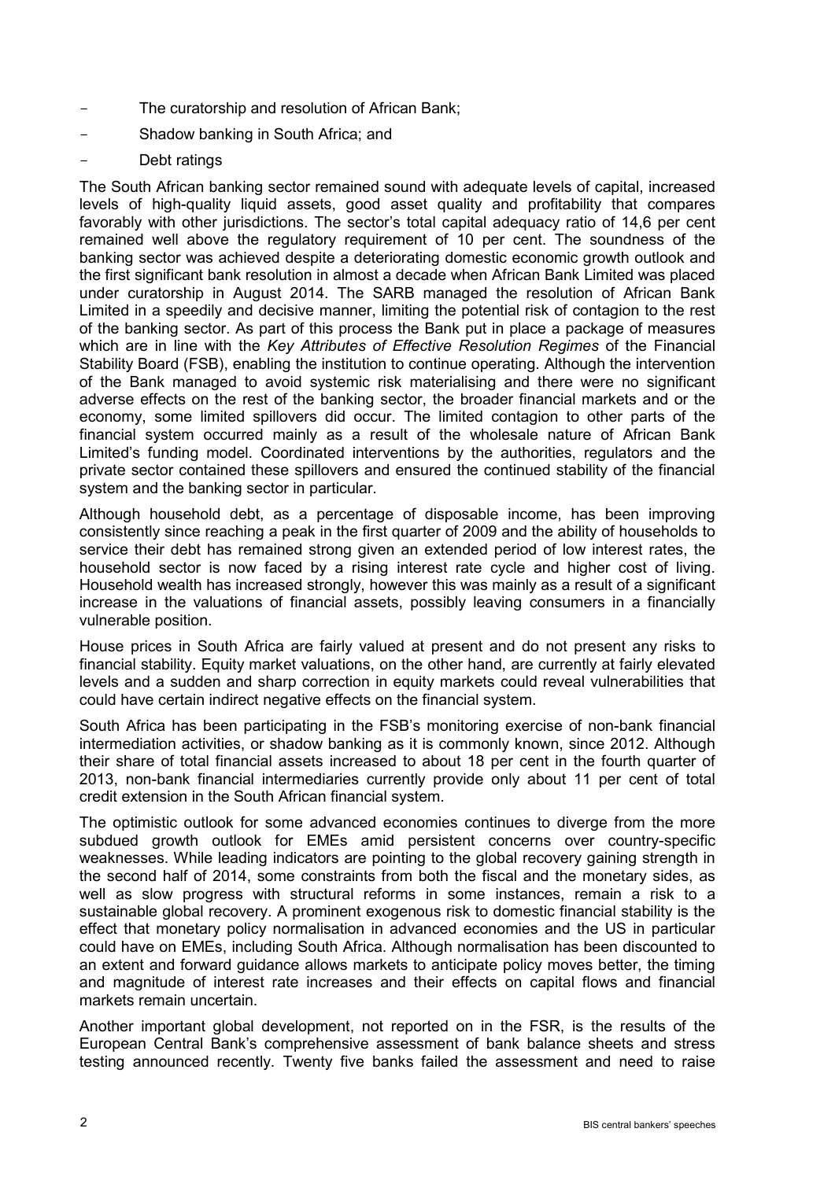- The curatorship and resolution of African Bank;
- Shadow banking in South Africa; and
- Debt ratings

The South African banking sector remained sound with adequate levels of capital, increased levels of high-quality liquid assets, good asset quality and profitability that compares favorably with other jurisdictions. The sector's total capital adequacy ratio of 14,6 per cent remained well above the regulatory requirement of 10 per cent. The soundness of the banking sector was achieved despite a deteriorating domestic economic growth outlook and the first significant bank resolution in almost a decade when African Bank Limited was placed under curatorship in August 2014. The SARB managed the resolution of African Bank Limited in a speedily and decisive manner, limiting the potential risk of contagion to the rest of the banking sector. As part of this process the Bank put in place a package of measures which are in line with the *Key Attributes of Effective Resolution Regimes* of the Financial Stability Board (FSB), enabling the institution to continue operating. Although the intervention of the Bank managed to avoid systemic risk materialising and there were no significant adverse effects on the rest of the banking sector, the broader financial markets and or the economy, some limited spillovers did occur. The limited contagion to other parts of the financial system occurred mainly as a result of the wholesale nature of African Bank Limited's funding model. Coordinated interventions by the authorities, regulators and the private sector contained these spillovers and ensured the continued stability of the financial system and the banking sector in particular.

Although household debt, as a percentage of disposable income, has been improving consistently since reaching a peak in the first quarter of 2009 and the ability of households to service their debt has remained strong given an extended period of low interest rates, the household sector is now faced by a rising interest rate cycle and higher cost of living. Household wealth has increased strongly, however this was mainly as a result of a significant increase in the valuations of financial assets, possibly leaving consumers in a financially vulnerable position.

House prices in South Africa are fairly valued at present and do not present any risks to financial stability. Equity market valuations, on the other hand, are currently at fairly elevated levels and a sudden and sharp correction in equity markets could reveal vulnerabilities that could have certain indirect negative effects on the financial system.

South Africa has been participating in the FSB's monitoring exercise of non-bank financial intermediation activities, or shadow banking as it is commonly known, since 2012. Although their share of total financial assets increased to about 18 per cent in the fourth quarter of 2013, non-bank financial intermediaries currently provide only about 11 per cent of total credit extension in the South African financial system.

The optimistic outlook for some advanced economies continues to diverge from the more subdued growth outlook for EMEs amid persistent concerns over country-specific weaknesses. While leading indicators are pointing to the global recovery gaining strength in the second half of 2014, some constraints from both the fiscal and the monetary sides, as well as slow progress with structural reforms in some instances, remain a risk to a sustainable global recovery. A prominent exogenous risk to domestic financial stability is the effect that monetary policy normalisation in advanced economies and the US in particular could have on EMEs, including South Africa. Although normalisation has been discounted to an extent and forward guidance allows markets to anticipate policy moves better, the timing and magnitude of interest rate increases and their effects on capital flows and financial markets remain uncertain.

Another important global development, not reported on in the FSR, is the results of the European Central Bank's comprehensive assessment of bank balance sheets and stress testing announced recently. Twenty five banks failed the assessment and need to raise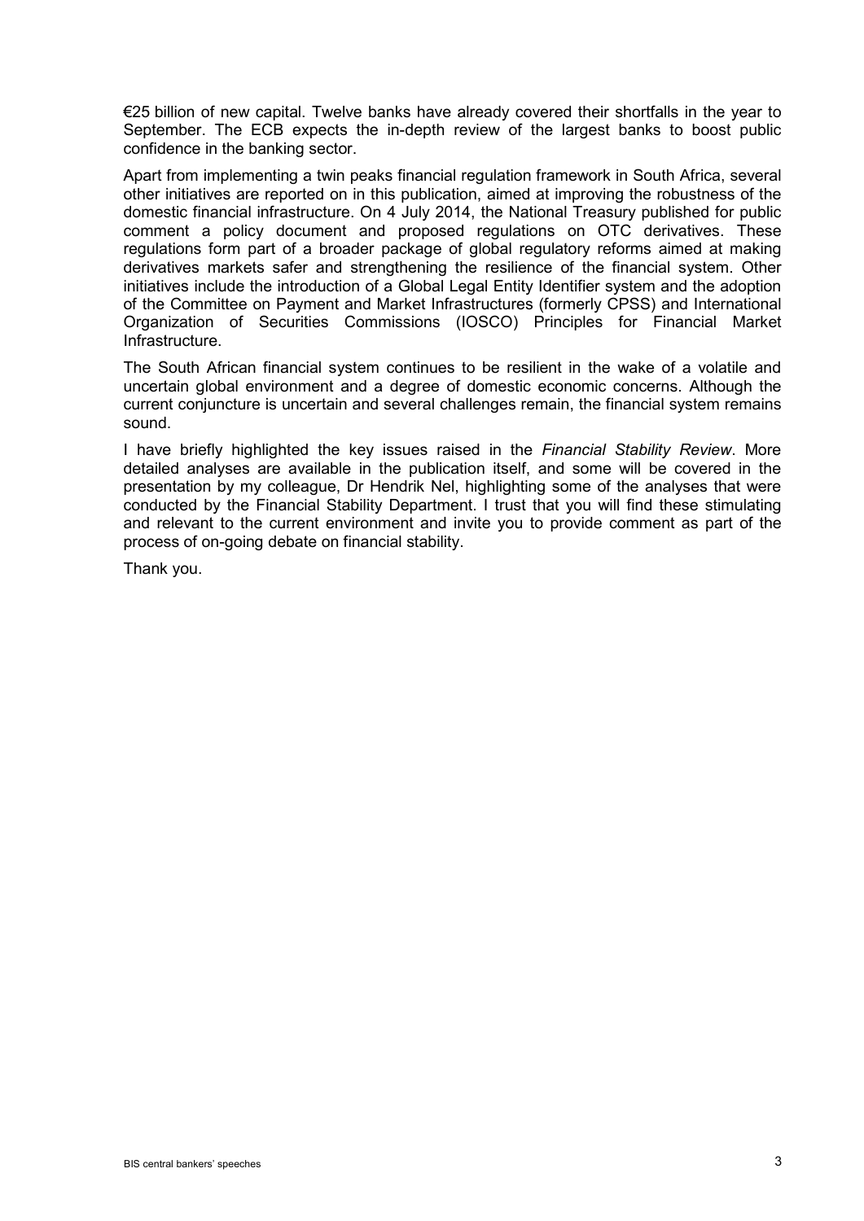€25 billion of new capital. Twelve banks have already covered their shortfalls in the year to September. The ECB expects the in-depth review of the largest banks to boost public confidence in the banking sector.

Apart from implementing a twin peaks financial regulation framework in South Africa, several other initiatives are reported on in this publication, aimed at improving the robustness of the domestic financial infrastructure. On 4 July 2014, the National Treasury published for public comment a policy document and proposed regulations on OTC derivatives. These regulations form part of a broader package of global regulatory reforms aimed at making derivatives markets safer and strengthening the resilience of the financial system. Other initiatives include the introduction of a Global Legal Entity Identifier system and the adoption of the Committee on Payment and Market Infrastructures (formerly CPSS) and International Organization of Securities Commissions (IOSCO) Principles for Financial Market Infrastructure.

The South African financial system continues to be resilient in the wake of a volatile and uncertain global environment and a degree of domestic economic concerns. Although the current conjuncture is uncertain and several challenges remain, the financial system remains sound.

I have briefly highlighted the key issues raised in the *Financial Stability Review*. More detailed analyses are available in the publication itself, and some will be covered in the presentation by my colleague, Dr Hendrik Nel, highlighting some of the analyses that were conducted by the Financial Stability Department. I trust that you will find these stimulating and relevant to the current environment and invite you to provide comment as part of the process of on-going debate on financial stability.

Thank you.